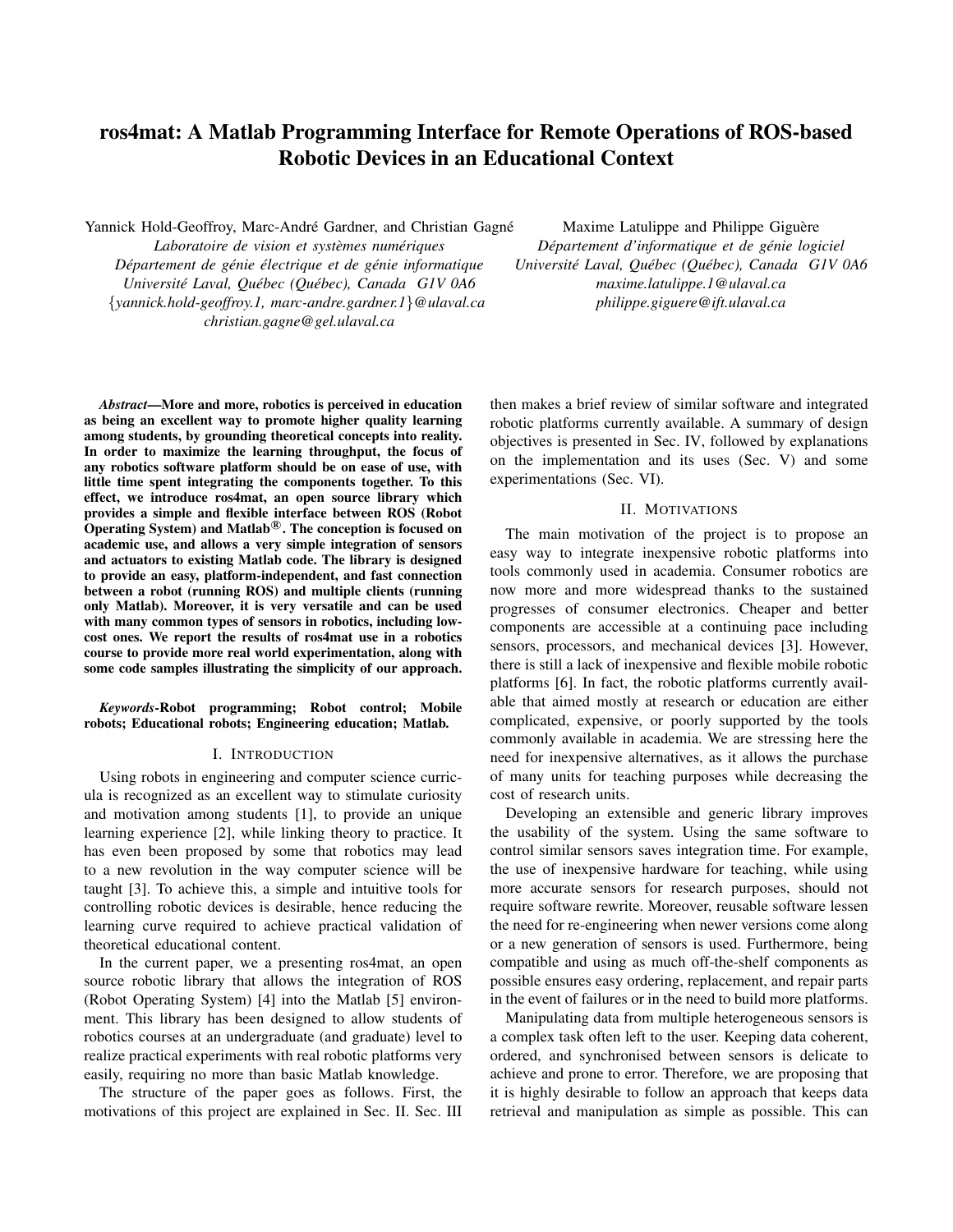# ros4mat: A Matlab Programming Interface for Remote Operations of ROS-based Robotic Devices in an Educational Context

Yannick Hold-Geoffroy, Marc-André Gardner, and Christian Gagné
*Laboratoire de vision et systèmes numériques*
*Département de génie électrique et de génie informatique*
*Université Laval, Québec (Québec), Canada G1V 0A6*
*{yannick.hold-geoffroy.1, marc-andre.gardner.1}@ulaval.ca*
*christian.gagne@gel.ulaval.ca*

Maxime Latulippe and Philippe Giguère
*Département d'informatique et de génie logiciel*
*Université Laval, Québec (Québec), Canada G1V 0A6*
*maxime.latulippe.1@ulaval.ca*
*philippe.giguere@ift.ulaval.ca*

***Abstract*—More and more, robotics is perceived in education as being an excellent way to promote higher quality learning among students, by grounding theoretical concepts into reality. In order to maximize the learning throughput, the focus of any robotics software platform should be on ease of use, with little time spent integrating the components together. To this effect, we introduce ros4mat, an open source library which provides a simple and flexible interface between ROS (Robot Operating System) and Matlab®. The conception is focused on academic use, and allows a very simple integration of sensors and actuators to existing Matlab code. The library is designed to provide an easy, platform-independent, and fast connection between a robot (running ROS) and multiple clients (running only Matlab). Moreover, it is very versatile and can be used with many common types of sensors in robotics, including low-cost ones. We report the results of ros4mat use in a robotics course to provide more real world experimentation, along with some code samples illustrating the simplicity of our approach.**

***Keywords*-Robot programming; Robot control; Mobile robots; Educational robots; Engineering education; Matlab.**

## I. Introduction

Using robots in engineering and computer science curricula is recognized as an excellent way to stimulate curiosity and motivation among students [1], to provide an unique learning experience [2], while linking theory to practice. It has even been proposed by some that robotics may lead to a new revolution in the way computer science will be taught [3]. To achieve this, a simple and intuitive tools for controlling robotic devices is desirable, hence reducing the learning curve required to achieve practical validation of theoretical educational content.

In the current paper, we a presenting ros4mat, an open source robotic library that allows the integration of ROS (Robot Operating System) [4] into the Matlab [5] environment. This library has been designed to allow students of robotics courses at an undergraduate (and graduate) level to realize practical experiments with real robotic platforms very easily, requiring no more than basic Matlab knowledge.

The structure of the paper goes as follows. First, the motivations of this project are explained in Sec. II. Sec. III then makes a brief review of similar software and integrated robotic platforms currently available. A summary of design objectives is presented in Sec. IV, followed by explanations on the implementation and its uses (Sec. V) and some experimentations (Sec. VI).

## II. Motivations

The main motivation of the project is to propose an easy way to integrate inexpensive robotic platforms into tools commonly used in academia. Consumer robotics are now more and more widespread thanks to the sustained progresses of consumer electronics. Cheaper and better components are accessible at a continuing pace including sensors, processors, and mechanical devices [3]. However, there is still a lack of inexpensive and flexible mobile robotic platforms [6]. In fact, the robotic platforms currently available that aimed mostly at research or education are either complicated, expensive, or poorly supported by the tools commonly available in academia. We are stressing here the need for inexpensive alternatives, as it allows the purchase of many units for teaching purposes while decreasing the cost of research units.

Developing an extensible and generic library improves the usability of the system. Using the same software to control similar sensors saves integration time. For example, the use of inexpensive hardware for teaching, while using more accurate sensors for research purposes, should not require software rewrite. Moreover, reusable software lessen the need for re-engineering when newer versions come along or a new generation of sensors is used. Furthermore, being compatible and using as much off-the-shelf components as possible ensures easy ordering, replacement, and repair parts in the event of failures or in the need to build more platforms.

Manipulating data from multiple heterogeneous sensors is a complex task often left to the user. Keeping data coherent, ordered, and synchronised between sensors is delicate to achieve and prone to error. Therefore, we are proposing that it is highly desirable to follow an approach that keeps data retrieval and manipulation as simple as possible. This can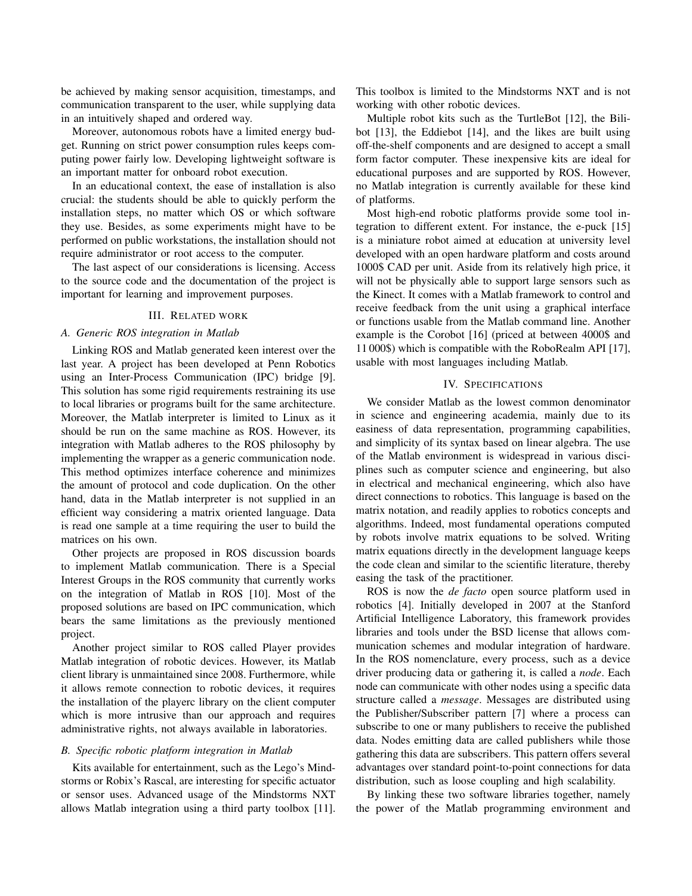be achieved by making sensor acquisition, timestamps, and communication transparent to the user, while supplying data in an intuitively shaped and ordered way.

Moreover, autonomous robots have a limited energy budget. Running on strict power consumption rules keeps computing power fairly low. Developing lightweight software is an important matter for onboard robot execution.

In an educational context, the ease of installation is also crucial: the students should be able to quickly perform the installation steps, no matter which OS or which software they use. Besides, as some experiments might have to be performed on public workstations, the installation should not require administrator or root access to the computer.

The last aspect of our considerations is licensing. Access to the source code and the documentation of the project is important for learning and improvement purposes.

## III. Related work

### A. Generic ROS integration in Matlab

Linking ROS and Matlab generated keen interest over the last year. A project has been developed at Penn Robotics using an Inter-Process Communication (IPC) bridge [9]. This solution has some rigid requirements restraining its use to local libraries or programs built for the same architecture. Moreover, the Matlab interpreter is limited to Linux as it should be run on the same machine as ROS. However, its integration with Matlab adheres to the ROS philosophy by implementing the wrapper as a generic communication node. This method optimizes interface coherence and minimizes the amount of protocol and code duplication. On the other hand, data in the Matlab interpreter is not supplied in an efficient way considering a matrix oriented language. Data is read one sample at a time requiring the user to build the matrices on his own.

Other projects are proposed in ROS discussion boards to implement Matlab communication. There is a Special Interest Groups in the ROS community that currently works on the integration of Matlab in ROS [10]. Most of the proposed solutions are based on IPC communication, which bears the same limitations as the previously mentioned project.

Another project similar to ROS called Player provides Matlab integration of robotic devices. However, its Matlab client library is unmaintained since 2008. Furthermore, while it allows remote connection to robotic devices, it requires the installation of the playerc library on the client computer which is more intrusive than our approach and requires administrative rights, not always available in laboratories.

### B. Specific robotic platform integration in Matlab

Kits available for entertainment, such as the Lego's Mindstorms or Robix's Rascal, are interesting for specific actuator or sensor uses. Advanced usage of the Mindstorms NXT allows Matlab integration using a third party toolbox [11]. This toolbox is limited to the Mindstorms NXT and is not working with other robotic devices.

Multiple robot kits such as the TurtleBot [12], the Bilibot [13], the Eddiebot [14], and the likes are built using off-the-shelf components and are designed to accept a small form factor computer. These inexpensive kits are ideal for educational purposes and are supported by ROS. However, no Matlab integration is currently available for these kind of platforms.

Most high-end robotic platforms provide some tool integration to different extent. For instance, the e-puck [15] is a miniature robot aimed at education at university level developed with an open hardware platform and costs around 1000$ CAD per unit. Aside from its relatively high price, it will not be physically able to support large sensors such as the Kinect. It comes with a Matlab framework to control and receive feedback from the unit using a graphical interface or functions usable from the Matlab command line. Another example is the Corobot [16] (priced at between 4000$ and 11 000$) which is compatible with the RoboRealm API [17], usable with most languages including Matlab.

## IV. Specifications

We consider Matlab as the lowest common denominator in science and engineering academia, mainly due to its easiness of data representation, programming capabilities, and simplicity of its syntax based on linear algebra. The use of the Matlab environment is widespread in various disciplines such as computer science and engineering, but also in electrical and mechanical engineering, which also have direct connections to robotics. This language is based on the matrix notation, and readily applies to robotics concepts and algorithms. Indeed, most fundamental operations computed by robots involve matrix equations to be solved. Writing matrix equations directly in the development language keeps the code clean and similar to the scientific literature, thereby easing the task of the practitioner.

ROS is now the *de facto* open source platform used in robotics [4]. Initially developed in 2007 at the Stanford Artificial Intelligence Laboratory, this framework provides libraries and tools under the BSD license that allows communication schemes and modular integration of hardware. In the ROS nomenclature, every process, such as a device driver producing data or gathering it, is called a *node*. Each node can communicate with other nodes using a specific data structure called a *message*. Messages are distributed using the Publisher/Subscriber pattern [7] where a process can subscribe to one or many publishers to receive the published data. Nodes emitting data are called publishers while those gathering this data are subscribers. This pattern offers several advantages over standard point-to-point connections for data distribution, such as loose coupling and high scalability.

By linking these two software libraries together, namely the power of the Matlab programming environment and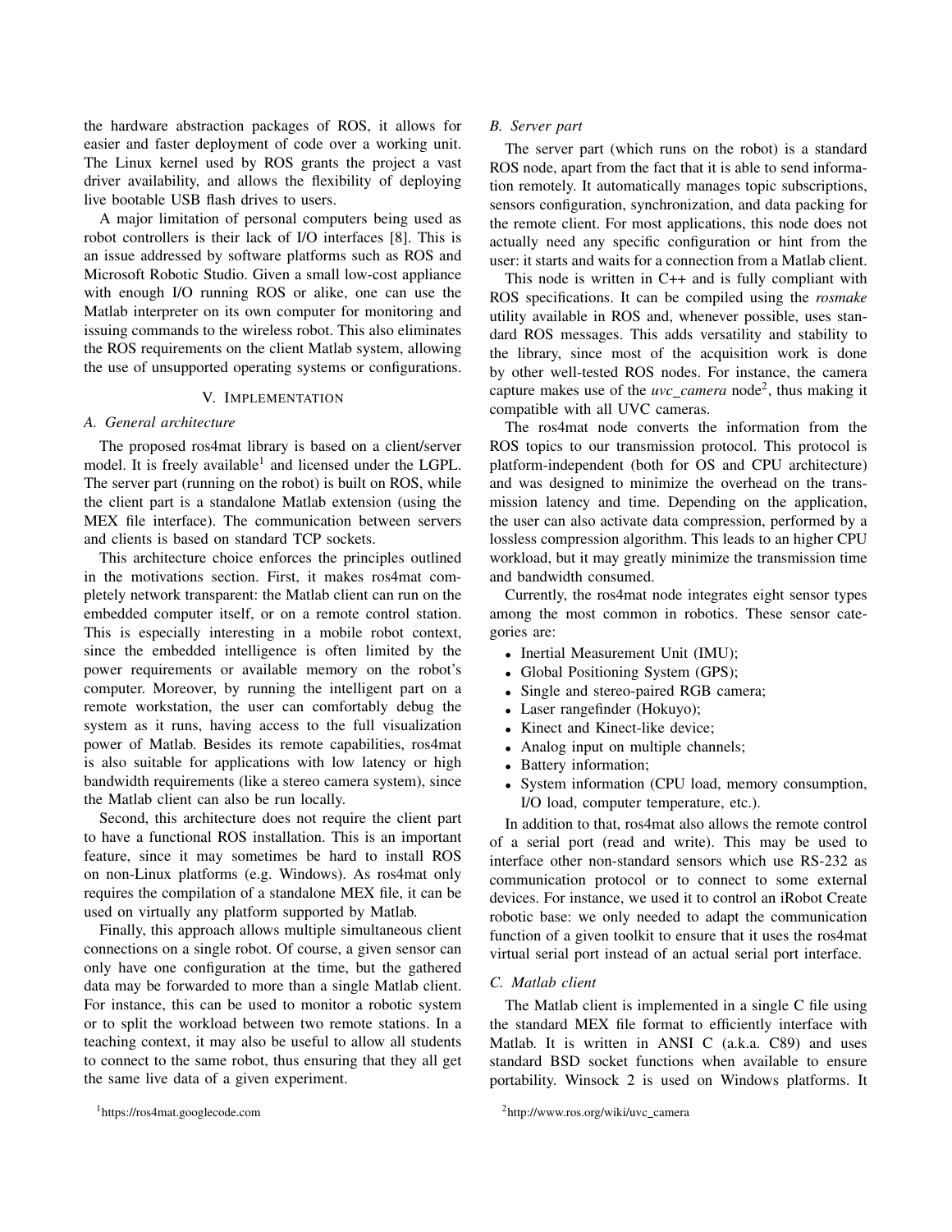the hardware abstraction packages of ROS, it allows for easier and faster deployment of code over a working unit. The Linux kernel used by ROS grants the project a vast driver availability, and allows the flexibility of deploying live bootable USB flash drives to users.

A major limitation of personal computers being used as robot controllers is their lack of I/O interfaces [8]. This is an issue addressed by software platforms such as ROS and Microsoft Robotic Studio. Given a small low-cost appliance with enough I/O running ROS or alike, one can use the Matlab interpreter on its own computer for monitoring and issuing commands to the wireless robot. This also eliminates the ROS requirements on the client Matlab system, allowing the use of unsupported operating systems or configurations.

## V. Implementation

### A. General architecture

The proposed ros4mat library is based on a client/server model. It is freely available[1] and licensed under the LGPL. The server part (running on the robot) is built on ROS, while the client part is a standalone Matlab extension (using the MEX file interface). The communication between servers and clients is based on standard TCP sockets.

This architecture choice enforces the principles outlined in the motivations section. First, it makes ros4mat completely network transparent: the Matlab client can run on the embedded computer itself, or on a remote control station. This is especially interesting in a mobile robot context, since the embedded intelligence is often limited by the power requirements or available memory on the robot's computer. Moreover, by running the intelligent part on a remote workstation, the user can comfortably debug the system as it runs, having access to the full visualization power of Matlab. Besides its remote capabilities, ros4mat is also suitable for applications with low latency or high bandwidth requirements (like a stereo camera system), since the Matlab client can also be run locally.

Second, this architecture does not require the client part to have a functional ROS installation. This is an important feature, since it may sometimes be hard to install ROS on non-Linux platforms (e.g. Windows). As ros4mat only requires the compilation of a standalone MEX file, it can be used on virtually any platform supported by Matlab.

Finally, this approach allows multiple simultaneous client connections on a single robot. Of course, a given sensor can only have one configuration at the time, but the gathered data may be forwarded to more than a single Matlab client. For instance, this can be used to monitor a robotic system or to split the workload between two remote stations. In a teaching context, it may also be useful to allow all students to connect to the same robot, thus ensuring that they all get the same live data of a given experiment.

[1] https://ros4mat.googlecode.com

### B. Server part

The server part (which runs on the robot) is a standard ROS node, apart from the fact that it is able to send information remotely. It automatically manages topic subscriptions, sensors configuration, synchronization, and data packing for the remote client. For most applications, this node does not actually need any specific configuration or hint from the user: it starts and waits for a connection from a Matlab client.

This node is written in C++ and is fully compliant with ROS specifications. It can be compiled using the *rosmake* utility available in ROS and, whenever possible, uses standard ROS messages. This adds versatility and stability to the library, since most of the acquisition work is done by other well-tested ROS nodes. For instance, the camera capture makes use of the *uvc_camera* node[2], thus making it compatible with all UVC cameras.

The ros4mat node converts the information from the ROS topics to our transmission protocol. This protocol is platform-independent (both for OS and CPU architecture) and was designed to minimize the overhead on the transmission latency and time. Depending on the application, the user can also activate data compression, performed by a lossless compression algorithm. This leads to an higher CPU workload, but it may greatly minimize the transmission time and bandwidth consumed.

Currently, the ros4mat node integrates eight sensor types among the most common in robotics. These sensor categories are:

- Inertial Measurement Unit (IMU);
- Global Positioning System (GPS);
- Single and stereo-paired RGB camera;
- Laser rangefinder (Hokuyo);
- Kinect and Kinect-like device;
- Analog input on multiple channels;
- Battery information;
- System information (CPU load, memory consumption, I/O load, computer temperature, etc.).

In addition to that, ros4mat also allows the remote control of a serial port (read and write). This may be used to interface other non-standard sensors which use RS-232 as communication protocol or to connect to some external devices. For instance, we used it to control an iRobot Create robotic base: we only needed to adapt the communication function of a given toolkit to ensure that it uses the ros4mat virtual serial port instead of an actual serial port interface.

### C. Matlab client

The Matlab client is implemented in a single C file using the standard MEX file format to efficiently interface with Matlab. It is written in ANSI C (a.k.a. C89) and uses standard BSD socket functions when available to ensure portability. Winsock 2 is used on Windows platforms. It

[2] http://www.ros.org/wiki/uvc_camera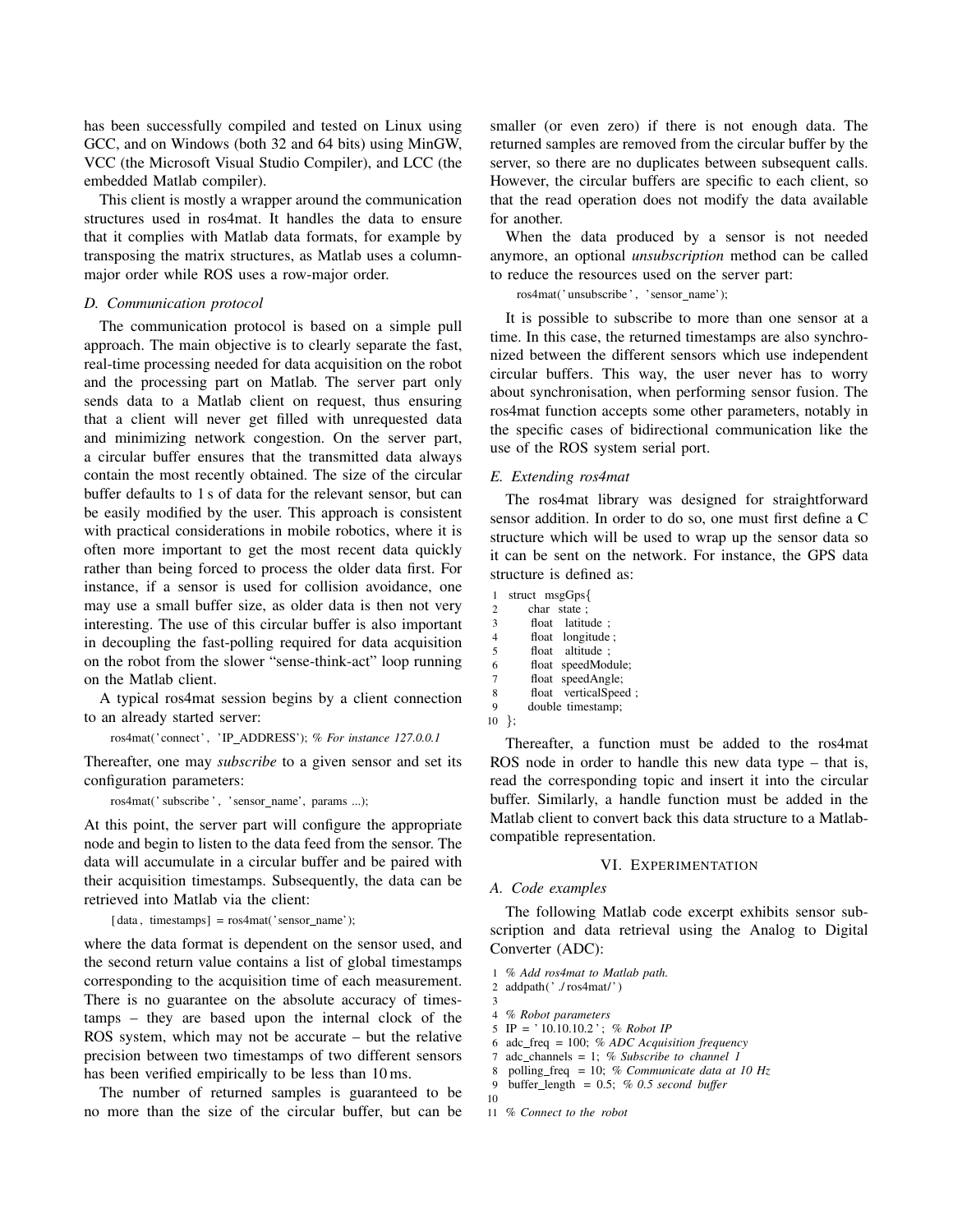has been successfully compiled and tested on Linux using GCC, and on Windows (both 32 and 64 bits) using MinGW, VCC (the Microsoft Visual Studio Compiler), and LCC (the embedded Matlab compiler).

This client is mostly a wrapper around the communication structures used in ros4mat. It handles the data to ensure that it complies with Matlab data formats, for example by transposing the matrix structures, as Matlab uses a column-major order while ROS uses a row-major order.

### D. Communication protocol

The communication protocol is based on a simple pull approach. The main objective is to clearly separate the fast, real-time processing needed for data acquisition on the robot and the processing part on Matlab. The server part only sends data to a Matlab client on request, thus ensuring that a client will never get filled with unrequested data and minimizing network congestion. On the server part, a circular buffer ensures that the transmitted data always contain the most recently obtained. The size of the circular buffer defaults to 1 s of data for the relevant sensor, but can be easily modified by the user. This approach is consistent with practical considerations in mobile robotics, where it is often more important to get the most recent data quickly rather than being forced to process the older data first. For instance, if a sensor is used for collision avoidance, one may use a small buffer size, as older data is then not very interesting. The use of this circular buffer is also important in decoupling the fast-polling required for data acquisition on the robot from the slower "sense-think-act" loop running on the Matlab client.

A typical ros4mat session begins by a client connection to an already started server:

```
ros4mat('connect', 'IP_ADDRESS'); % For instance 127.0.0.1
```

Thereafter, one may *subscribe* to a given sensor and set its configuration parameters:

```
ros4mat('subscribe', 'sensor_name', params ...);
```

At this point, the server part will configure the appropriate node and begin to listen to the data feed from the sensor. The data will accumulate in a circular buffer and be paired with their acquisition timestamps. Subsequently, the data can be retrieved into Matlab via the client:

```
[data, timestamps] = ros4mat('sensor_name');
```

where the data format is dependent on the sensor used, and the second return value contains a list of global timestamps corresponding to the acquisition time of each measurement. There is no guarantee on the absolute accuracy of timestamps – they are based upon the internal clock of the ROS system, which may not be accurate – but the relative precision between two timestamps of two different sensors has been verified empirically to be less than 10 ms.

The number of returned samples is guaranteed to be no more than the size of the circular buffer, but can be smaller (or even zero) if there is not enough data. The returned samples are removed from the circular buffer by the server, so there are no duplicates between subsequent calls. However, the circular buffers are specific to each client, so that the read operation does not modify the data available for another.

When the data produced by a sensor is not needed anymore, an optional *unsubscription* method can be called to reduce the resources used on the server part:

```
ros4mat('unsubscribe', 'sensor_name');
```

It is possible to subscribe to more than one sensor at a time. In this case, the returned timestamps are also synchronized between the different sensors which use independent circular buffers. This way, the user never has to worry about synchronisation, when performing sensor fusion. The ros4mat function accepts some other parameters, notably in the specific cases of bidirectional communication like the use of the ROS system serial port.

### E. Extending ros4mat

The ros4mat library was designed for straightforward sensor addition. In order to do so, one must first define a C structure which will be used to wrap up the sensor data so it can be sent on the network. For instance, the GPS data structure is defined as:

```
1  struct msgGps{
2      char state;
3      float latitude;
4      float longitude;
5      float altitude;
6      float speedModule;
7      float speedAngle;
8      float verticalSpeed;
9      double timestamp;
10 };
```

Thereafter, a function must be added to the ros4mat ROS node in order to handle this new data type – that is, read the corresponding topic and insert it into the circular buffer. Similarly, a handle function must be added in the Matlab client to convert back this data structure to a Matlab-compatible representation.

## VI. Experimentation

### A. Code examples

The following Matlab code excerpt exhibits sensor subscription and data retrieval using the Analog to Digital Converter (ADC):

```
1  % Add ros4mat to Matlab path.
2  addpath('./ros4mat/')
3
4  % Robot parameters
5  IP = '10.10.10.2'; % Robot IP
6  adc_freq = 100; % ADC Acquisition frequency
7  adc_channels = 1; % Subscribe to channel 1
8  polling_freq = 10; % Communicate data at 10 Hz
9  buffer_length = 0.5; % 0.5 second buffer
10
11 % Connect to the robot
```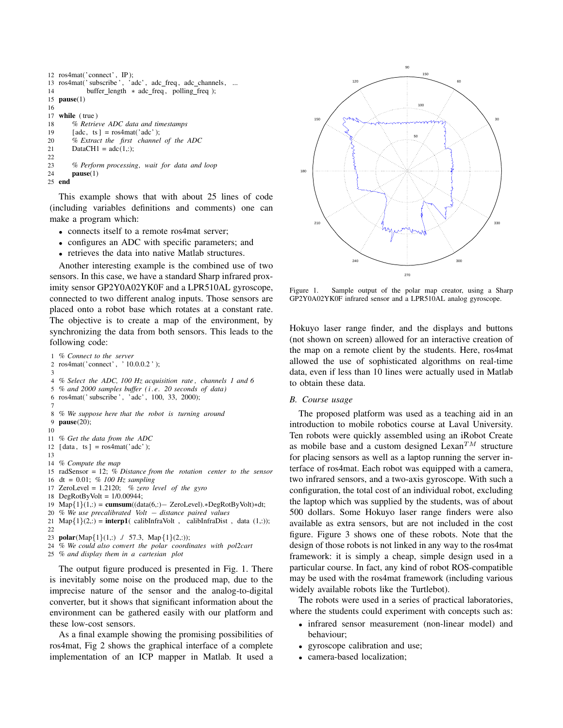```
12 ros4mat('connect', IP);
13 ros4mat('subscribe', 'adc', adc_freq, adc_channels, ...
14         buffer_length * adc_freq, polling_freq);
15 pause(1)
16
17 while (true)
18     % Retrieve ADC data and timestamps
19     [adc, ts] = ros4mat('adc');
20     % Extract the first channel of the ADC
21     DataCH1 = adc(1,:);
22
23     % Perform processing, wait for data and loop
24     pause(1)
25 end
```

This example shows that with about 25 lines of code (including variables definitions and comments) one can make a program which:

- connects itself to a remote ros4mat server;
- configures an ADC with specific parameters; and
- retrieves the data into native Matlab structures.

Another interesting example is the combined use of two sensors. In this case, we have a standard Sharp infrared proximity sensor GP2Y0A02YK0F and a LPR510AL gyroscope, connected to two different analog inputs. Those sensors are placed onto a robot base which rotates at a constant rate. The objective is to create a map of the environment, by synchronizing the data from both sensors. This leads to the following code:

```
1 % Connect to the server
2 ros4mat('connect', '10.0.0.2');
3
4 % Select the ADC, 100 Hz acquisition rate, channels 1 and 6
5 % and 2000 samples buffer (i.e. 20 seconds of data)
6 ros4mat('subscribe', 'adc', 100, 33, 2000);
7
8 % We suppose here that the robot is turning around
9 pause(20);
10
11 % Get the data from the ADC
12 [data, ts] = ros4mat('adc');
13
14 % Compute the map
15 radSensor = 12; % Distance from the rotation center to the sensor
16 dt = 0.01; % 100 Hz sampling
17 ZeroLevel = 1.2120; % zero level of the gyro
18 DegRotByVolt = 1/0.00944;
19 Map{1}(1,:) = cumsum((data(6,:)- ZeroLevel).*DegRotByVolt)*dt;
20 % We use precalibrated Volt - distance paired values
21 Map{1}(2,:) = interp1( calibInfraVolt , calibInfraDist , data (1,:));
22
23 polar(Map{1}(1,:) ./ 57.3, Map{1}(2,:));
24 % We could also convert the polar coordinates with pol2cart
25 % and display them in a cartesian plot
```

The output figure produced is presented in Fig. 1. There is inevitably some noise on the produced map, due to the imprecise nature of the sensor and the analog-to-digital converter, but it shows that significant information about the environment can be gathered easily with our platform and these low-cost sensors.

As a final example showing the promising possibilities of ros4mat, Fig 2 shows the graphical interface of a complete implementation of an ICP mapper in Matlab. It used a Hokuyo laser range finder, and the displays and buttons (not shown on screen) allowed for an interactive creation of the map on a remote client by the students. Here, ros4mat allowed the use of sophisticated algorithms on real-time data, even if less than 10 lines were actually used in Matlab to obtain these data.

Figure 1. Sample output of the polar map creator, using a Sharp GP2Y0A02YK0F infrared sensor and a LPR510AL analog gyroscope.

### B. Course usage

The proposed platform was used as a teaching aid in an introduction to mobile robotics course at Laval University. Ten robots were quickly assembled using an iRobot Create as mobile base and a custom designed Lexan$^{TM}$ structure for placing sensors as well as a laptop running the server interface of ros4mat. Each robot was equipped with a camera, two infrared sensors, and a two-axis gyroscope. With such a configuration, the total cost of an individual robot, excluding the laptop which was supplied by the students, was of about 500 dollars. Some Hokuyo laser range finders were also available as extra sensors, but are not included in the cost figure. Figure 3 shows one of these robots. Note that the design of those robots is not linked in any way to the ros4mat framework: it is simply a cheap, simple design used in a particular course. In fact, any kind of robot ROS-compatible may be used with the ros4mat framework (including various widely available robots like the Turtlebot).

The robots were used in a series of practical laboratories, where the students could experiment with concepts such as:

- infrared sensor measurement (non-linear model) and behaviour;
- gyroscope calibration and use;
- camera-based localization;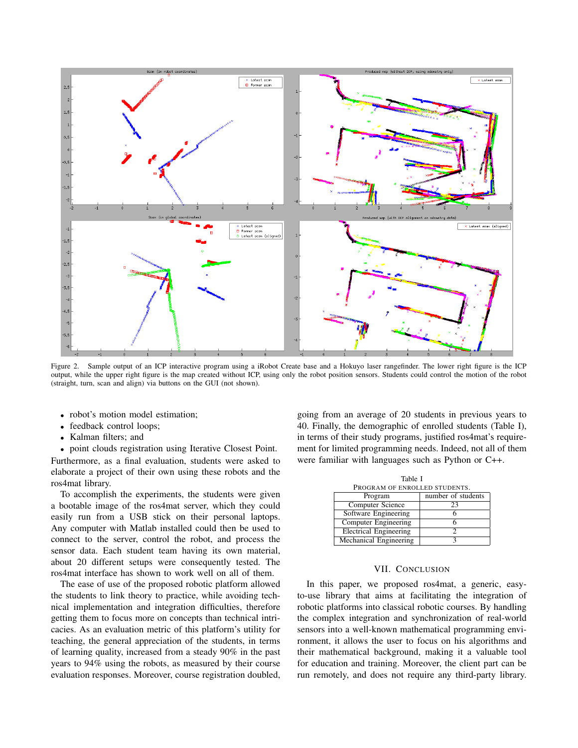Figure 2. Sample output of an ICP interactive program using a iRobot Create base and a Hokuyo laser rangefinder. The lower right figure is the ICP output, while the upper right figure is the map created without ICP, using only the robot position sensors. Students could control the motion of the robot (straight, turn, scan and align) via buttons on the GUI (not shown).

- robot's motion model estimation;
- feedback control loops;
- Kalman filters; and
- point clouds registration using Iterative Closest Point.

Furthermore, as a final evaluation, students were asked to elaborate a project of their own using these robots and the ros4mat library.

To accomplish the experiments, the students were given a bootable image of the ros4mat server, which they could easily run from a USB stick on their personal laptops. Any computer with Matlab installed could then be used to connect to the server, control the robot, and process the sensor data. Each student team having its own material, about 20 different setups were consequently tested. The ros4mat interface has shown to work well on all of them.

The ease of use of the proposed robotic platform allowed the students to link theory to practice, while avoiding technical implementation and integration difficulties, therefore getting them to focus more on concepts than technical intricacies. As an evaluation metric of this platform's utility for teaching, the general appreciation of the students, in terms of learning quality, increased from a steady 90% in the past years to 94% using the robots, as measured by their course evaluation responses. Moreover, course registration doubled, going from an average of 20 students in previous years to 40. Finally, the demographic of enrolled students (Table I), in terms of their study programs, justified ros4mat's requirement for limited programming needs. Indeed, not all of them were familiar with languages such as Python or C++.

Table I
PROGRAM OF ENROLLED STUDENTS.

| Program | number of students |
|---|---|
| Computer Science | 23 |
| Software Engineering | 6 |
| Computer Engineering | 6 |
| Electrical Engineering | 2 |
| Mechanical Engineering | 3 |

## VII. Conclusion

In this paper, we proposed ros4mat, a generic, easy-to-use library that aims at facilitating the integration of robotic platforms into classical robotic courses. By handling the complex integration and synchronization of real-world sensors into a well-known mathematical programming environment, it allows the user to focus on his algorithms and their mathematical background, making it a valuable tool for education and training. Moreover, the client part can be run remotely, and does not require any third-party library.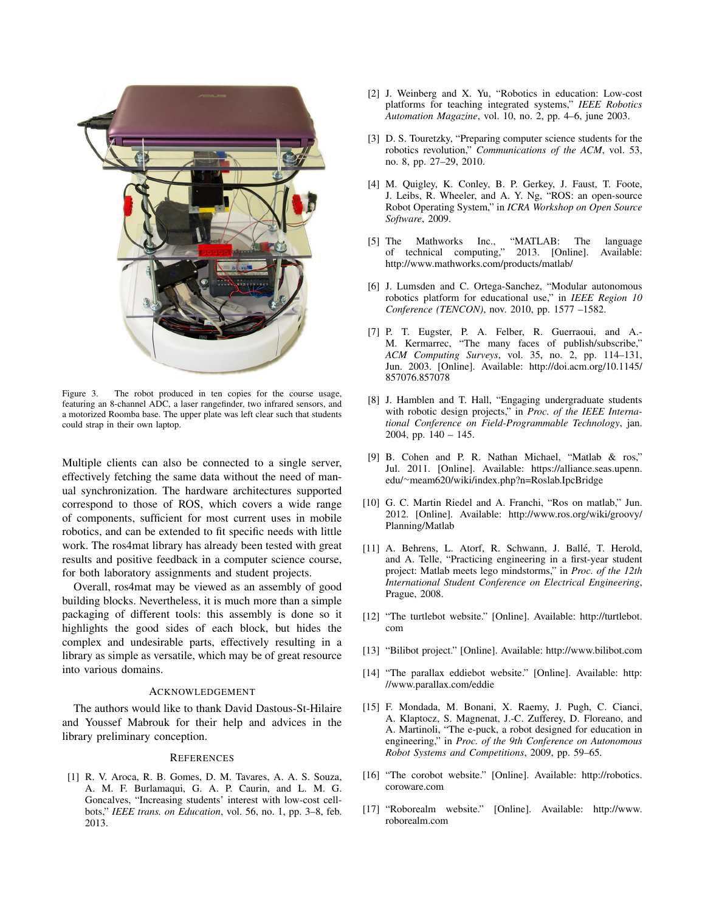Figure 3. The robot produced in ten copies for the course usage, featuring an 8-channel ADC, a laser rangefinder, two infrared sensors, and a motorized Roomba base. The upper plate was left clear such that students could strap in their own laptop.

Multiple clients can also be connected to a single server, effectively fetching the same data without the need of manual synchronization. The hardware architectures supported correspond to those of ROS, which covers a wide range of components, sufficient for most current uses in mobile robotics, and can be extended to fit specific needs with little work. The ros4mat library has already been tested with great results and positive feedback in a computer science course, for both laboratory assignments and student projects.

Overall, ros4mat may be viewed as an assembly of good building blocks. Nevertheless, it is much more than a simple packaging of different tools: this assembly is done so it highlights the good sides of each block, but hides the complex and undesirable parts, effectively resulting in a library as simple as versatile, which may be of great resource into various domains.

## ACKNOWLEDGEMENT

The authors would like to thank David Dastous-St-Hilaire and Youssef Mabrouk for their help and advices in the library preliminary conception.

## REFERENCES

[1] R. V. Aroca, R. B. Gomes, D. M. Tavares, A. A. S. Souza, A. M. F. Burlamaqui, G. A. P. Caurin, and L. M. G. Goncalves, "Increasing students' interest with low-cost cellbots," *IEEE trans. on Education*, vol. 56, no. 1, pp. 3–8, feb. 2013.

[2] J. Weinberg and X. Yu, "Robotics in education: Low-cost platforms for teaching integrated systems," *IEEE Robotics Automation Magazine*, vol. 10, no. 2, pp. 4–6, june 2003.

[3] D. S. Touretzky, "Preparing computer science students for the robotics revolution," *Communications of the ACM*, vol. 53, no. 8, pp. 27–29, 2010.

[4] M. Quigley, K. Conley, B. P. Gerkey, J. Faust, T. Foote, J. Leibs, R. Wheeler, and A. Y. Ng, "ROS: an open-source Robot Operating System," in *ICRA Workshop on Open Source Software*, 2009.

[5] The Mathworks Inc., "MATLAB: The language of technical computing," 2013. [Online]. Available: http://www.mathworks.com/products/matlab/

[6] J. Lumsden and C. Ortega-Sanchez, "Modular autonomous robotics platform for educational use," in *IEEE Region 10 Conference (TENCON)*, nov. 2010, pp. 1577 –1582.

[7] P. T. Eugster, P. A. Felber, R. Guerraoui, and A.-M. Kermarrec, "The many faces of publish/subscribe," *ACM Computing Surveys*, vol. 35, no. 2, pp. 114–131, Jun. 2003. [Online]. Available: http://doi.acm.org/10.1145/857076.857078

[8] J. Hamblen and T. Hall, "Engaging undergraduate students with robotic design projects," in *Proc. of the IEEE International Conference on Field-Programmable Technology*, jan. 2004, pp. 140 – 145.

[9] B. Cohen and P. R. Nathan Michael, "Matlab & ros," Jul. 2011. [Online]. Available: https://alliance.seas.upenn.edu/~meam620/wiki/index.php?n=Roslab.IpcBridge

[10] G. C. Martin Riedel and A. Franchi, "Ros on matlab," Jun. 2012. [Online]. Available: http://www.ros.org/wiki/groovy/Planning/Matlab

[11] A. Behrens, L. Atorf, R. Schwann, J. Ballé, T. Herold, and A. Telle, "Practicing engineering in a first-year student project: Matlab meets lego mindstorms," in *Proc. of the 12th International Student Conference on Electrical Engineering*, Prague, 2008.

[12] "The turtlebot website." [Online]. Available: http://turtlebot.com

[13] "Bilibot project." [Online]. Available: http://www.bilibot.com

[14] "The parallax eddiebot website." [Online]. Available: http://www.parallax.com/eddie

[15] F. Mondada, M. Bonani, X. Raemy, J. Pugh, C. Cianci, A. Klaptocz, S. Magnenat, J.-C. Zufferey, D. Floreano, and A. Martinoli, "The e-puck, a robot designed for education in engineering," in *Proc. of the 9th Conference on Autonomous Robot Systems and Competitions*, 2009, pp. 59–65.

[16] "The corobot website." [Online]. Available: http://robotics.coroware.com

[17] "Roborealm website." [Online]. Available: http://www.roborealm.com